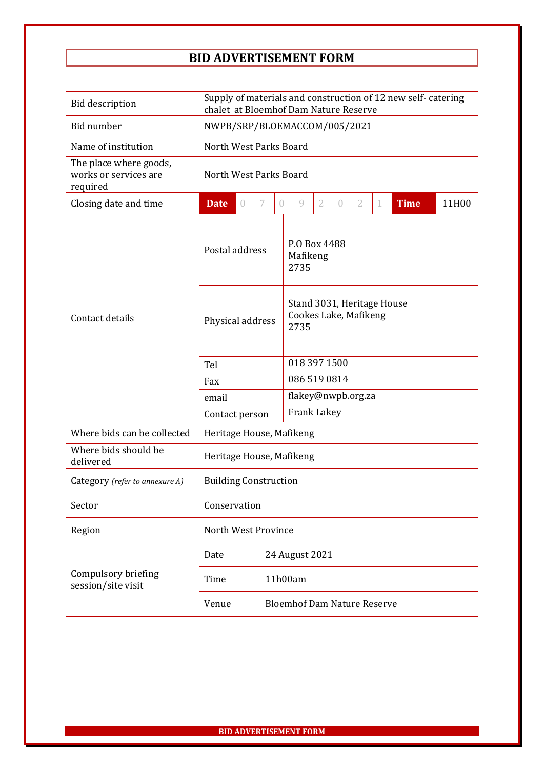# BID ADVERTISEMENT FORM

| | | |
|---|---|---|
| Bid description | Supply of materials and construction of 12 new self- catering chalet at Bloemhof Dam Nature Reserve | |
| Bid number | NWPB/SRP/BLOEMACCOM/005/2021 | |
| Name of institution | North West Parks Board | |
| The place where goods, works or services are required | North West Parks Board | |
| Closing date and time | **Date** 0 7 0 9 2 0 2 1 | **Time** 11H00 |
| Contact details | Postal address | P.O Box 4488<br>Mafikeng<br>2735 |
| | Physical address | Stand 3031, Heritage House<br>Cookes Lake, Mafikeng<br>2735 |
| | Tel | 018 397 1500 |
| | Fax | 086 519 0814 |
| | email | flakey@nwpb.org.za |
| | Contact person | Frank Lakey |
| Where bids can be collected | Heritage House, Mafikeng | |
| Where bids should be delivered | Heritage House, Mafikeng | |
| Category *(refer to annexure A)* | Building Construction | |
| Sector | Conservation | |
| Region | North West Province | |
| Compulsory briefing session/site visit | Date | 24 August 2021 |
| | Time | 11h00am |
| | Venue | Bloemhof Dam Nature Reserve |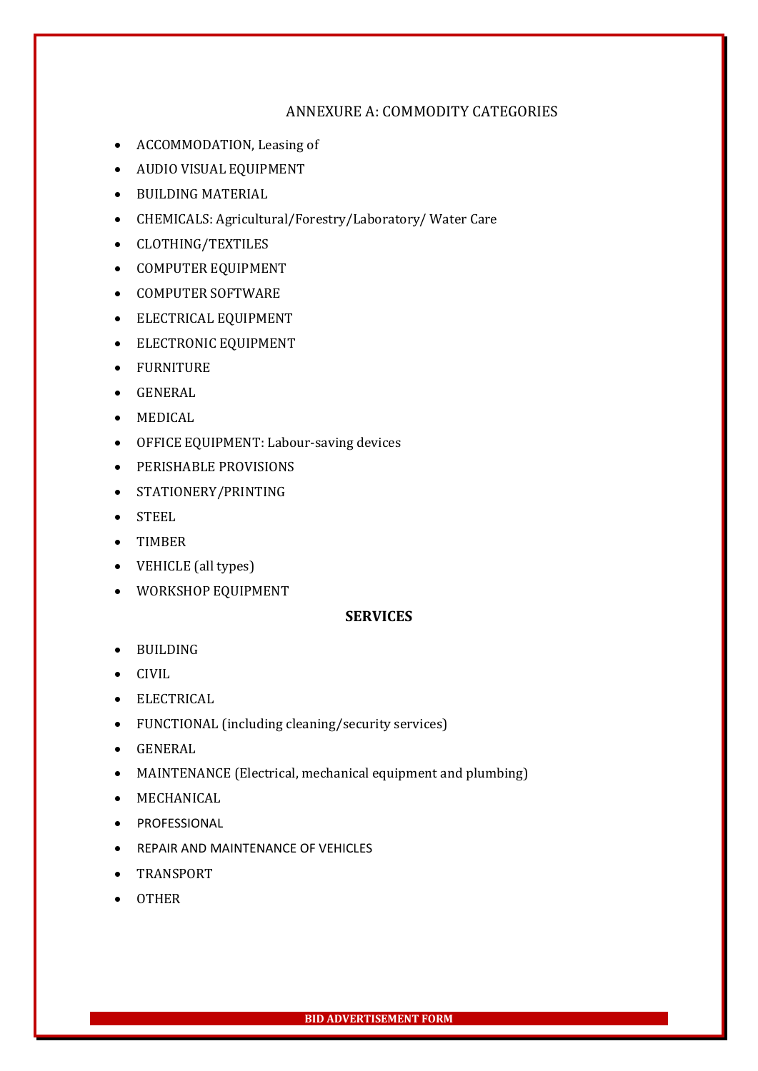## ANNEXURE A: COMMODITY CATEGORIES

- ACCOMMODATION, Leasing of
- AUDIO VISUAL EQUIPMENT
- BUILDING MATERIAL
- CHEMICALS: Agricultural/Forestry/Laboratory/ Water Care
- CLOTHING/TEXTILES
- COMPUTER EQUIPMENT
- COMPUTER SOFTWARE
- ELECTRICAL EQUIPMENT
- ELECTRONIC EQUIPMENT
- FURNITURE
- GENERAL
- MEDICAL
- OFFICE EQUIPMENT: Labour-saving devices
- PERISHABLE PROVISIONS
- STATIONERY/PRINTING
- STEEL
- TIMBER
- VEHICLE (all types)
- WORKSHOP EQUIPMENT

### SERVICES

- BUILDING
- CIVIL
- ELECTRICAL
- FUNCTIONAL (including cleaning/security services)
- GENERAL
- MAINTENANCE (Electrical, mechanical equipment and plumbing)
- MECHANICAL
- PROFESSIONAL
- REPAIR AND MAINTENANCE OF VEHICLES
- TRANSPORT
- OTHER